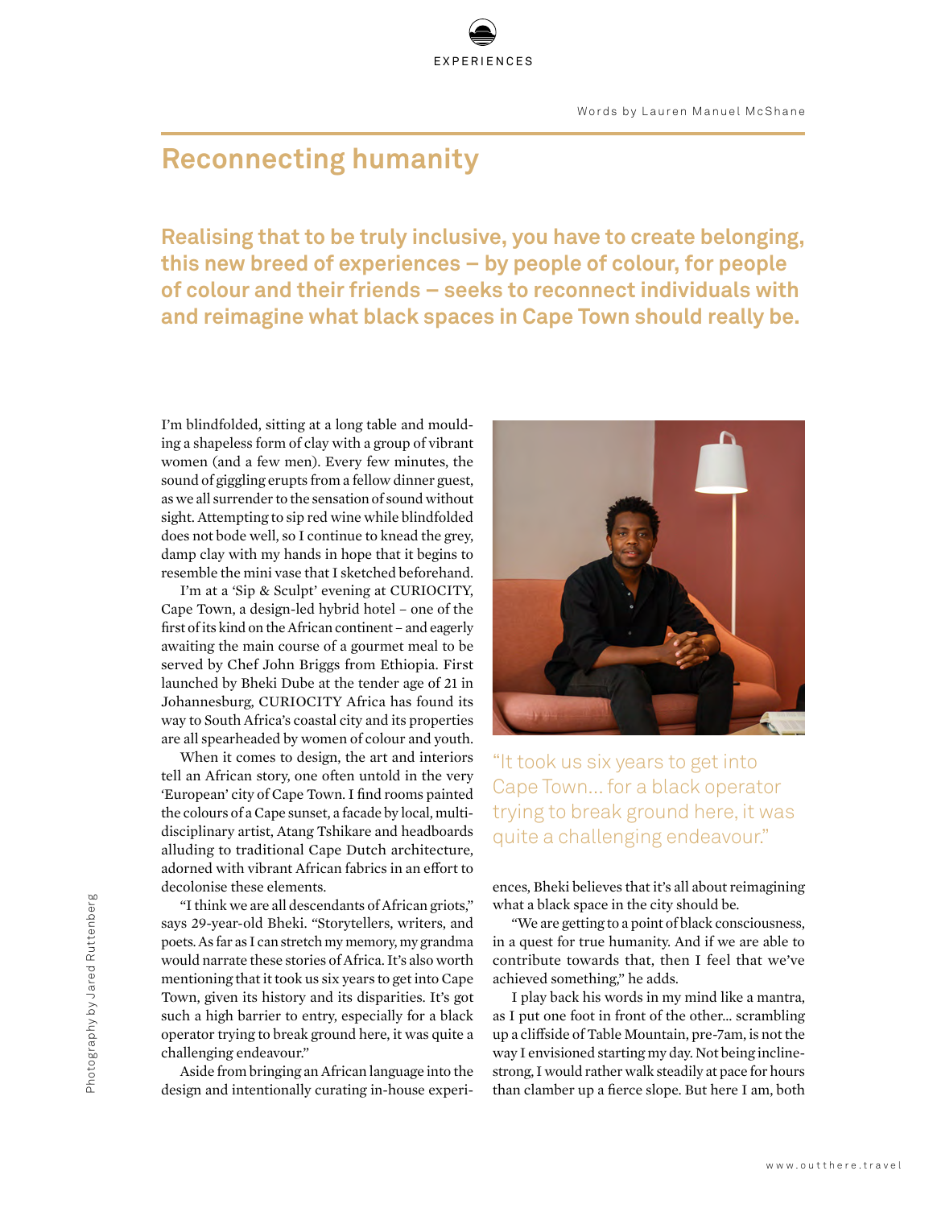EXPERIENCES

Words by Lauren Manuel McShane

# Reconnecting humanity

## Realising that to be truly inclusive, you have to create belonging, this new breed of experiences – by people of colour, for people of colour and their friends – seeks to reconnect individuals with and reimagine what black spaces in Cape Town should really be.

I'm blindfolded, sitting at a long table and moulding a shapeless form of clay with a group of vibrant women (and a few men). Every few minutes, the sound of giggling erupts from a fellow dinner guest, as we all surrender to the sensation of sound without sight. Attempting to sip red wine while blindfolded does not bode well, so I continue to knead the grey, damp clay with my hands in hope that it begins to resemble the mini vase that I sketched beforehand.

I'm at a 'Sip & Sculpt' evening at CURIOCITY, Cape Town, a design-led hybrid hotel – one of the first of its kind on the African continent – and eagerly awaiting the main course of a gourmet meal to be served by Chef John Briggs from Ethiopia. First launched by Bheki Dube at the tender age of 21 in Johannesburg, CURIOCITY Africa has found its way to South Africa's coastal city and its properties are all spearheaded by women of colour and youth.

When it comes to design, the art and interiors tell an African story, one often untold in the very 'European' city of Cape Town. I find rooms painted the colours of a Cape sunset, a facade by local, multidisciplinary artist, Atang Tshikare and headboards alluding to traditional Cape Dutch architecture, adorned with vibrant African fabrics in an effort to decolonise these elements.

"I think we are all descendants of African griots," says 29-year-old Bheki. "Storytellers, writers, and poets. As far as I can stretch my memory, my grandma would narrate these stories of Africa. It's also worth mentioning that it took us six years to get into Cape Town, given its history and its disparities. It's got such a high barrier to entry, especially for a black operator trying to break ground here, it was quite a challenging endeavour."

Aside from bringing an African language into the design and intentionally curating in-house experiences, Bheki believes that it's all about reimagining what a black space in the city should be.

> "It took us six years to get into Cape Town... for a black operator trying to break ground here, it was quite a challenging endeavour."

"We are getting to a point of black consciousness, in a quest for true humanity. And if we are able to contribute towards that, then I feel that we've achieved something," he adds.

I play back his words in my mind like a mantra, as I put one foot in front of the other... scrambling up a cliffside of Table Mountain, pre-7am, is not the way I envisioned starting my day. Not being incline-strong, I would rather walk steadily at pace for hours than clamber up a fierce slope. But here I am, both

Photography by Jared Ruttenberg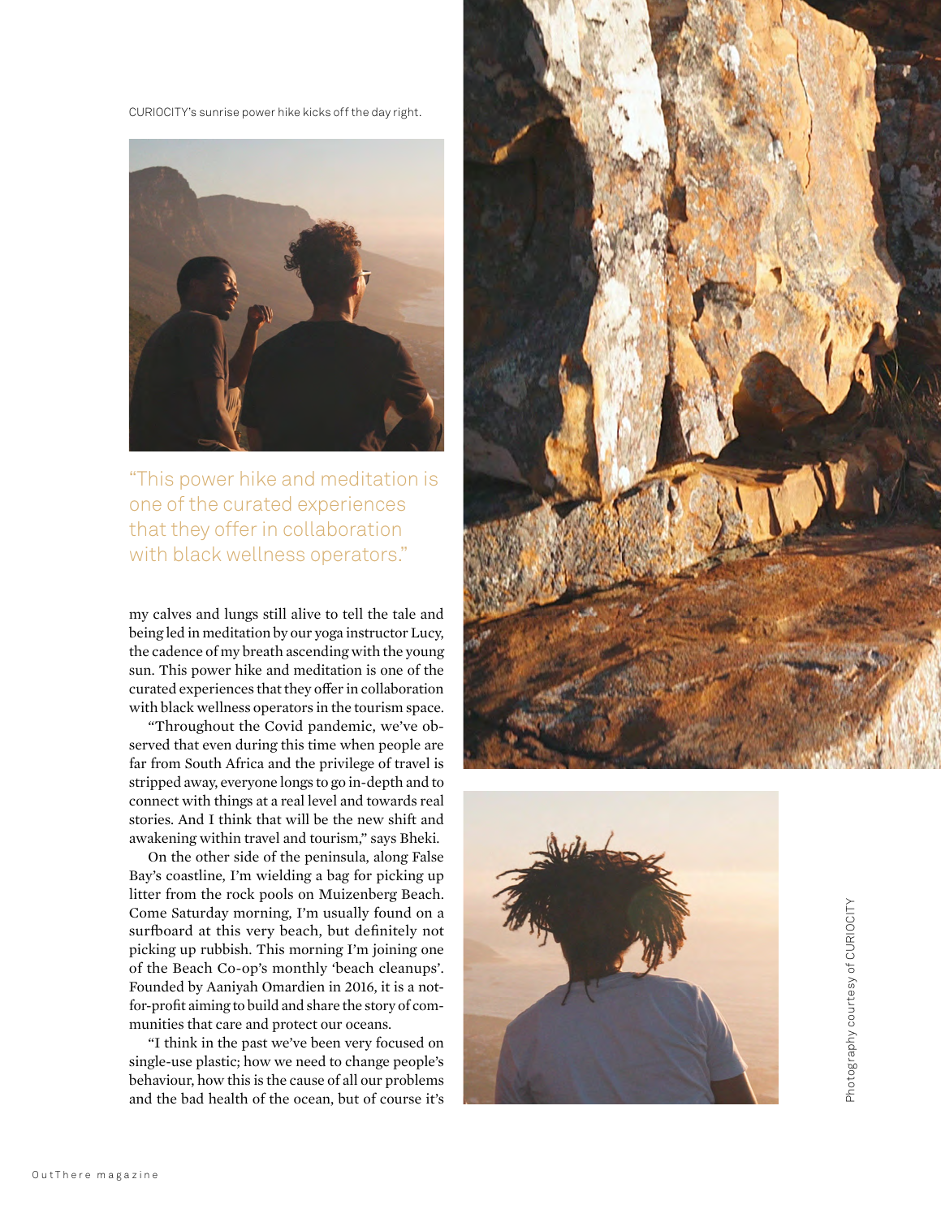CURIOCITY's sunrise power hike kicks off the day right.

"This power hike and meditation is one of the curated experiences that they offer in collaboration with black wellness operators."

my calves and lungs still alive to tell the tale and being led in meditation by our yoga instructor Lucy, the cadence of my breath ascending with the young sun. This power hike and meditation is one of the curated experiences that they offer in collaboration with black wellness operators in the tourism space.

"Throughout the Covid pandemic, we've observed that even during this time when people are far from South Africa and the privilege of travel is stripped away, everyone longs to go in-depth and to connect with things at a real level and towards real stories. And I think that will be the new shift and awakening within travel and tourism," says Bheki.

On the other side of the peninsula, along False Bay's coastline, I'm wielding a bag for picking up litter from the rock pools on Muizenberg Beach. Come Saturday morning, I'm usually found on a surfboard at this very beach, but definitely not picking up rubbish. This morning I'm joining one of the Beach Co-op's monthly 'beach cleanups'. Founded by Aaniyah Omardien in 2016, it is a not-for-profit aiming to build and share the story of communities that care and protect our oceans.

"I think in the past we've been very focused on single-use plastic; how we need to change people's behaviour, how this is the cause of all our problems and the bad health of the ocean, but of course it's

Photography courtesy of CURIOCITY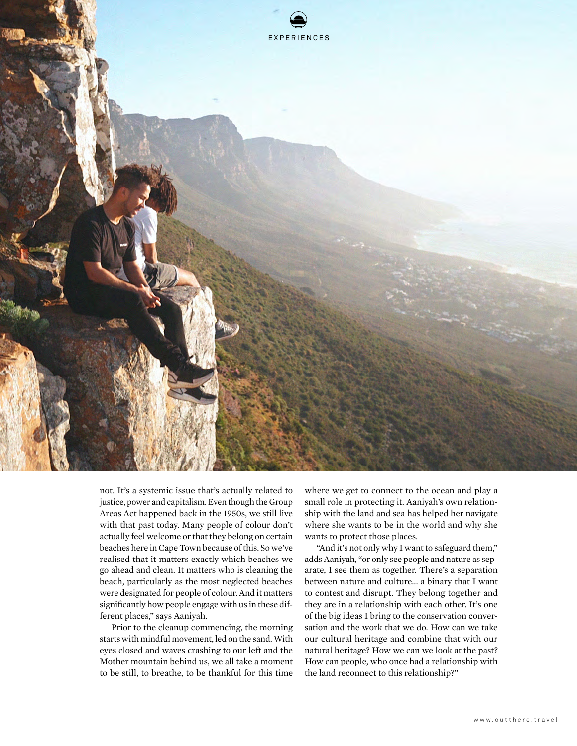not. It's a systemic issue that's actually related to justice, power and capitalism. Even though the Group Areas Act happened back in the 1950s, we still live with that past today. Many people of colour don't actually feel welcome or that they belong on certain beaches here in Cape Town because of this. So we've realised that it matters exactly which beaches we go ahead and clean. It matters who is cleaning the beach, particularly as the most neglected beaches were designated for people of colour. And it matters significantly how people engage with us in these different places," says Aaniyah.

Prior to the cleanup commencing, the morning starts with mindful movement, led on the sand. With eyes closed and waves crashing to our left and the Mother mountain behind us, we all take a moment to be still, to breathe, to be thankful for this time where we get to connect to the ocean and play a small role in protecting it. Aaniyah's own relationship with the land and sea has helped her navigate where she wants to be in the world and why she wants to protect those places.

"And it's not only why I want to safeguard them," adds Aaniyah, "or only see people and nature as separate, I see them as together. There's a separation between nature and culture... a binary that I want to contest and disrupt. They belong together and they are in a relationship with each other. It's one of the big ideas I bring to the conservation conversation and the work that we do. How can we take our cultural heritage and combine that with our natural heritage? How we can we look at the past? How can people, who once had a relationship with the land reconnect to this relationship?"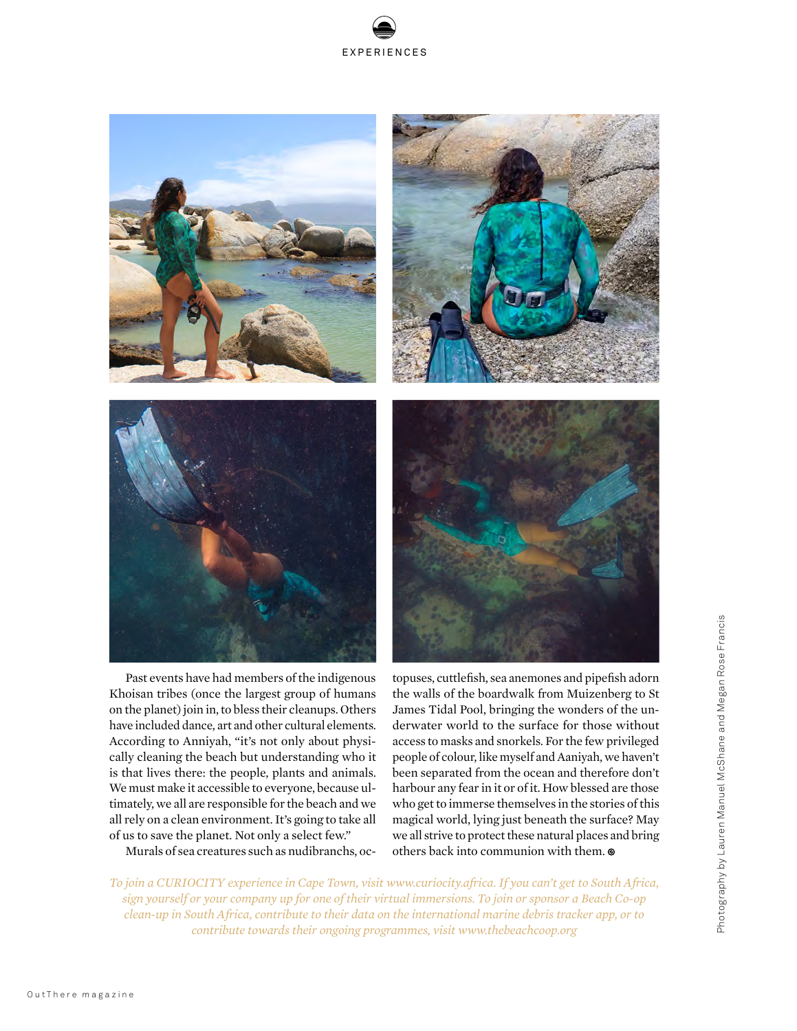Past events have had members of the indigenous Khoisan tribes (once the largest group of humans on the planet) join in, to bless their cleanups. Others have included dance, art and other cultural elements. According to Anniyah, "it's not only about physically cleaning the beach but understanding who it is that lives there: the people, plants and animals. We must make it accessible to everyone, because ultimately, we all are responsible for the beach and we all rely on a clean environment. It's going to take all of us to save the planet. Not only a select few."

Murals of sea creatures such as nudibranchs, octopuses, cuttlefish, sea anemones and pipefish adorn the walls of the boardwalk from Muizenberg to St James Tidal Pool, bringing the wonders of the underwater world to the surface for those without access to masks and snorkels. For the few privileged people of colour, like myself and Aaniyah, we haven't been separated from the ocean and therefore don't harbour any fear in it or of it. How blessed are those who get to immerse themselves in the stories of this magical world, lying just beneath the surface? May we all strive to protect these natural places and bring others back into communion with them.

*To join a CURIOCITY experience in Cape Town, visit www.curiocity.africa. If you can't get to South Africa, sign yourself or your company up for one of their virtual immersions. To join or sponsor a Beach Co-op clean-up in South Africa, contribute to their data on the international marine debris tracker app, or to contribute towards their ongoing programmes, visit www.thebeachcoop.org*

Photography by Lauren Manuel McShane and Megan Rose Francis